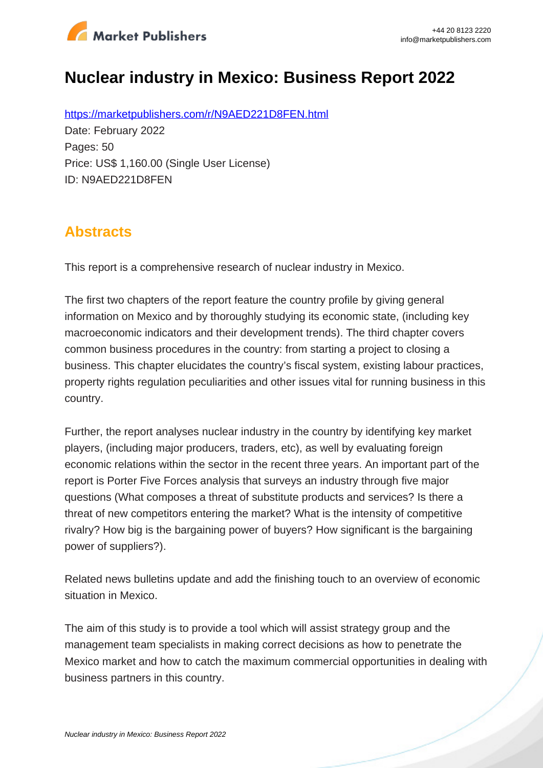# Nuclear industry in Mexico: Business Report 2022

https://marketpublishers.com/r/N9AED221D8FEN.html

Date: February 2022

Pages: 50

Price: US$ 1,160.00 (Single User License)

ID: N9AED221D8FEN

## Abstracts

This report is a comprehensive research of nuclear industry in Mexico.

The first two chapters of the report feature the country profile by giving general information on Mexico and by thoroughly studying its economic state, (including key macroeconomic indicators and their development trends). The third chapter covers common business procedures in the country: from starting a project to closing a business. This chapter elucidates the country's fiscal system, existing labour practices, property rights regulation peculiarities and other issues vital for running business in this country.

Further, the report analyses nuclear industry in the country by identifying key market players, (including major producers, traders, etc), as well by evaluating foreign economic relations within the sector in the recent three years. An important part of the report is Porter Five Forces analysis that surveys an industry through five major questions (What composes a threat of substitute products and services? Is there a threat of new competitors entering the market? What is the intensity of competitive rivalry? How big is the bargaining power of buyers? How significant is the bargaining power of suppliers?).

Related news bulletins update and add the finishing touch to an overview of economic situation in Mexico.

The aim of this study is to provide a tool which will assist strategy group and the management team specialists in making correct decisions as how to penetrate the Mexico market and how to catch the maximum commercial opportunities in dealing with business partners in this country.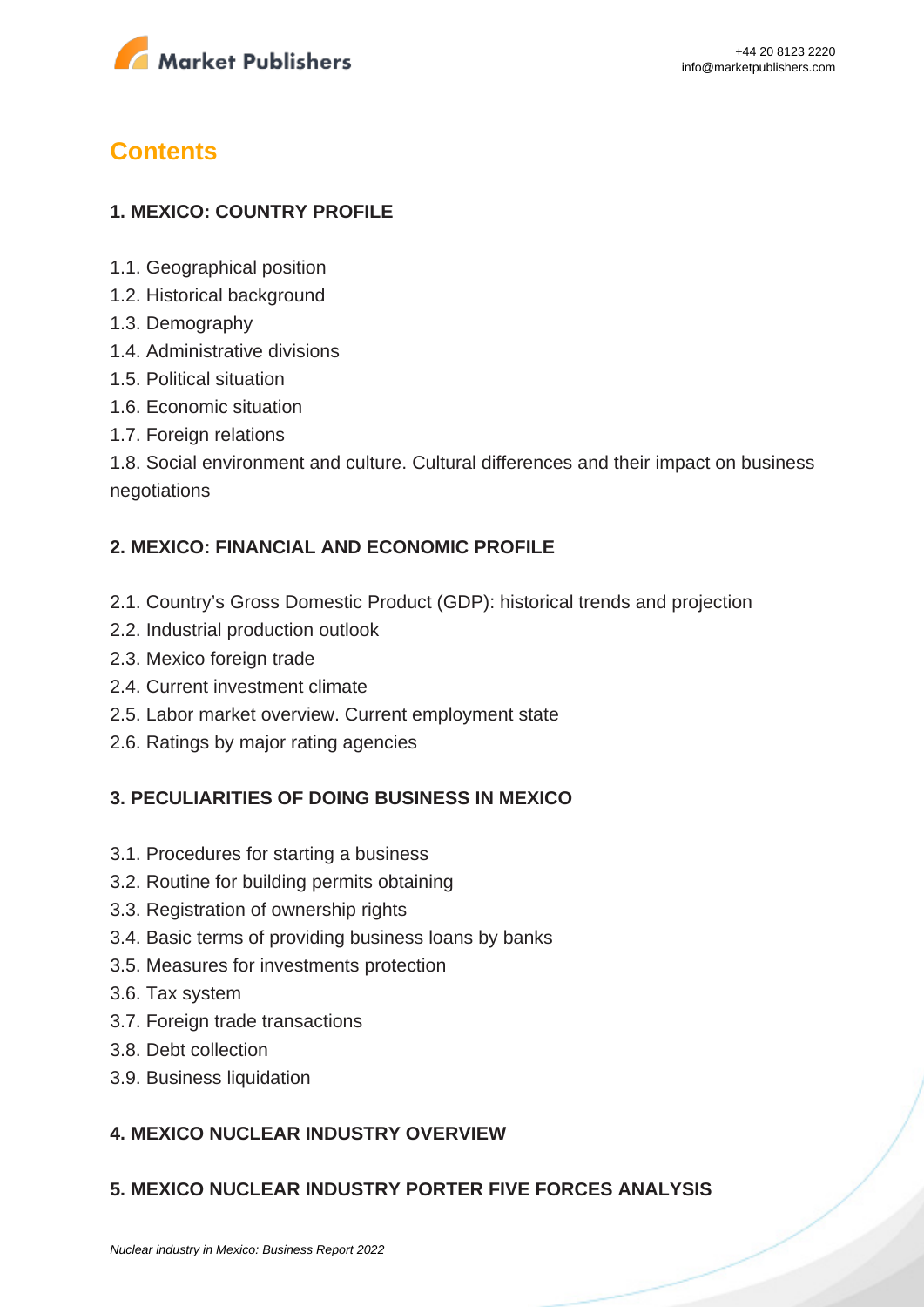## Contents

### 1. MEXICO: COUNTRY PROFILE

1.1. Geographical position
1.2. Historical background
1.3. Demography
1.4. Administrative divisions
1.5. Political situation
1.6. Economic situation
1.7. Foreign relations
1.8. Social environment and culture. Cultural differences and their impact on business negotiations

### 2. MEXICO: FINANCIAL AND ECONOMIC PROFILE

2.1. Country's Gross Domestic Product (GDP): historical trends and projection
2.2. Industrial production outlook
2.3. Mexico foreign trade
2.4. Current investment climate
2.5. Labor market overview. Current employment state
2.6. Ratings by major rating agencies

### 3. PECULIARITIES OF DOING BUSINESS IN MEXICO

3.1. Procedures for starting a business
3.2. Routine for building permits obtaining
3.3. Registration of ownership rights
3.4. Basic terms of providing business loans by banks
3.5. Measures for investments protection
3.6. Tax system
3.7. Foreign trade transactions
3.8. Debt collection
3.9. Business liquidation

### 4. MEXICO NUCLEAR INDUSTRY OVERVIEW

### 5. MEXICO NUCLEAR INDUSTRY PORTER FIVE FORCES ANALYSIS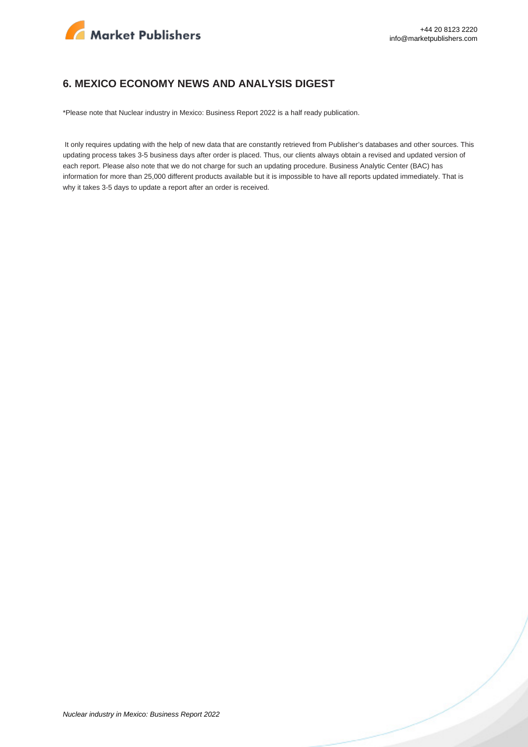## 6. MEXICO ECONOMY NEWS AND ANALYSIS DIGEST

*Please note that Nuclear industry in Mexico: Business Report 2022 is a half ready publication.

It only requires updating with the help of new data that are constantly retrieved from Publisher's databases and other sources. This updating process takes 3-5 business days after order is placed. Thus, our clients always obtain a revised and updated version of each report. Please also note that we do not charge for such an updating procedure. Business Analytic Center (BAC) has information for more than 25,000 different products available but it is impossible to have all reports updated immediately. That is why it takes 3-5 days to update a report after an order is received.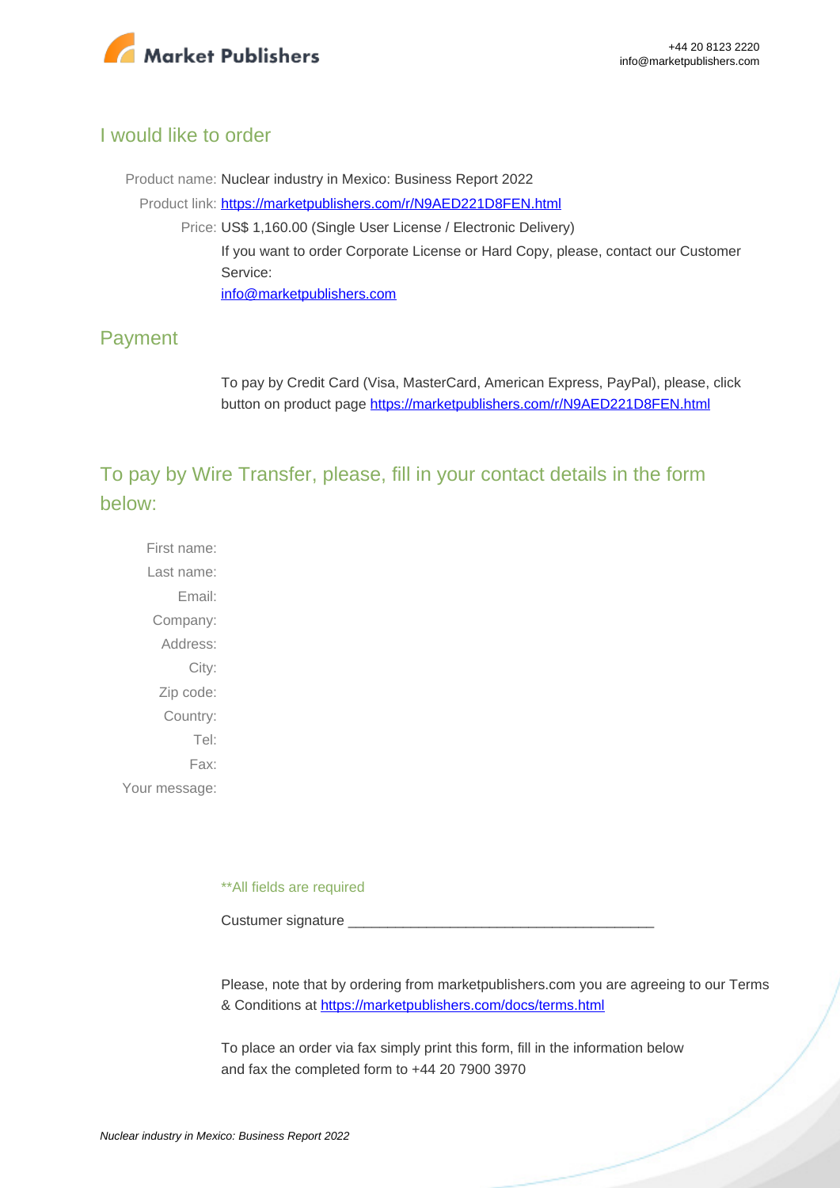## I would like to order

Product name: Nuclear industry in Mexico: Business Report 2022

Product link: https://marketpublishers.com/r/N9AED221D8FEN.html

Price: US$ 1,160.00 (Single User License / Electronic Delivery)

If you want to order Corporate License or Hard Copy, please, contact our Customer Service:

info@marketpublishers.com

## Payment

To pay by Credit Card (Visa, MasterCard, American Express, PayPal), please, click button on product page https://marketpublishers.com/r/N9AED221D8FEN.html

## To pay by Wire Transfer, please, fill in your contact details in the form below:

First name:

Last name:

Email:

Company:

Address:

City:

Zip code:

Country:

Tel:

Fax:

Your message:

**All fields are required

Custumer signature _______________________________________

Please, note that by ordering from marketpublishers.com you are agreeing to our Terms & Conditions at https://marketpublishers.com/docs/terms.html

To place an order via fax simply print this form, fill in the information below and fax the completed form to +44 20 7900 3970